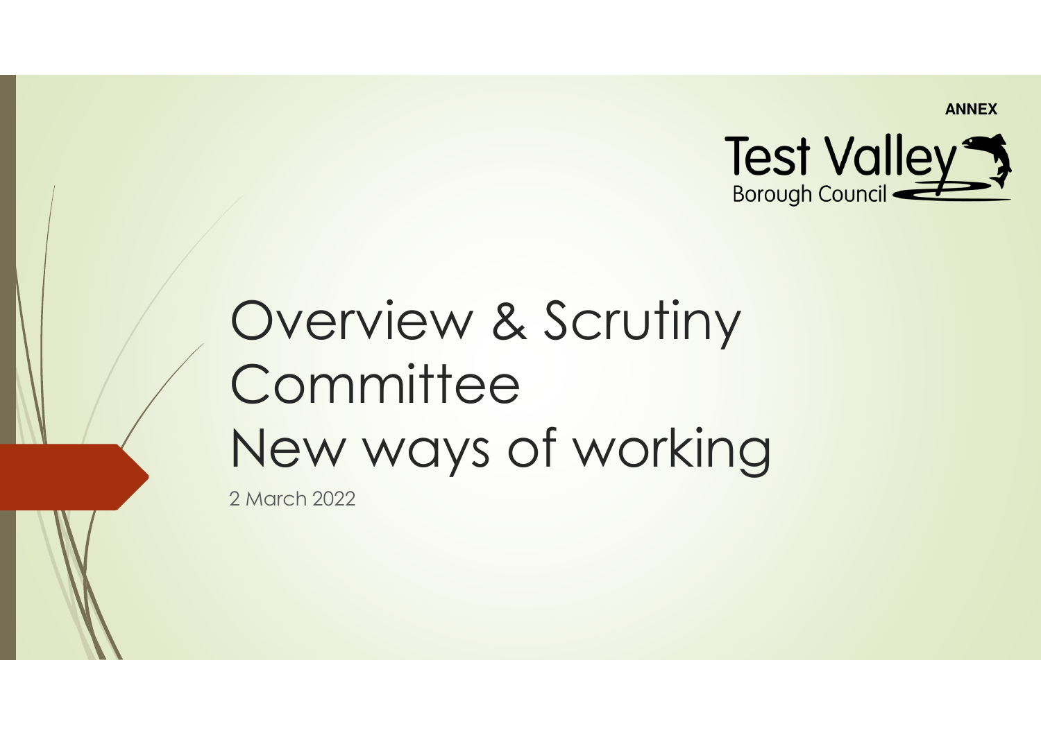**ANNEX**

Test Valley
Borough Council

# Overview & Scrutiny Committee New ways of working

2 March 2022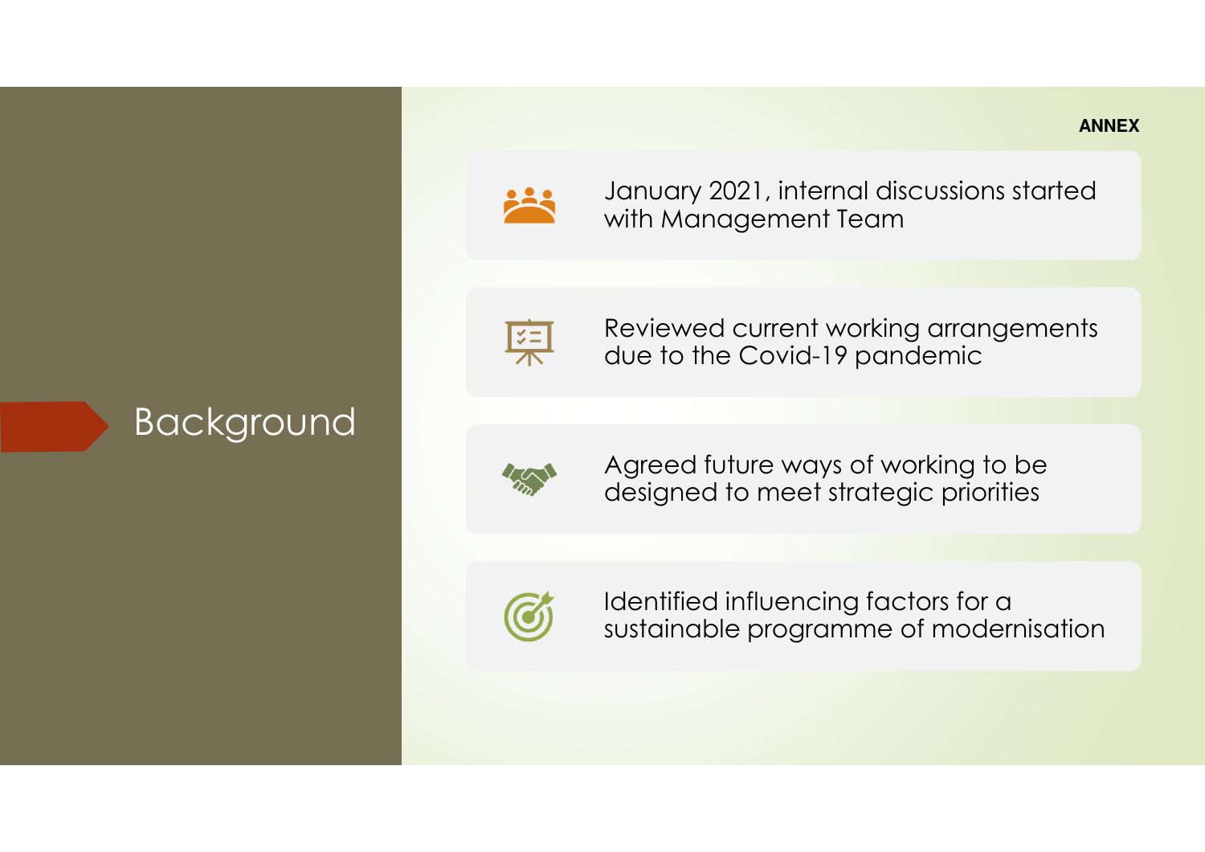ANNEX

# Background

- January 2021, internal discussions started with Management Team
- Reviewed current working arrangements due to the Covid-19 pandemic
- Agreed future ways of working to be designed to meet strategic priorities
- Identified influencing factors for a sustainable programme of modernisation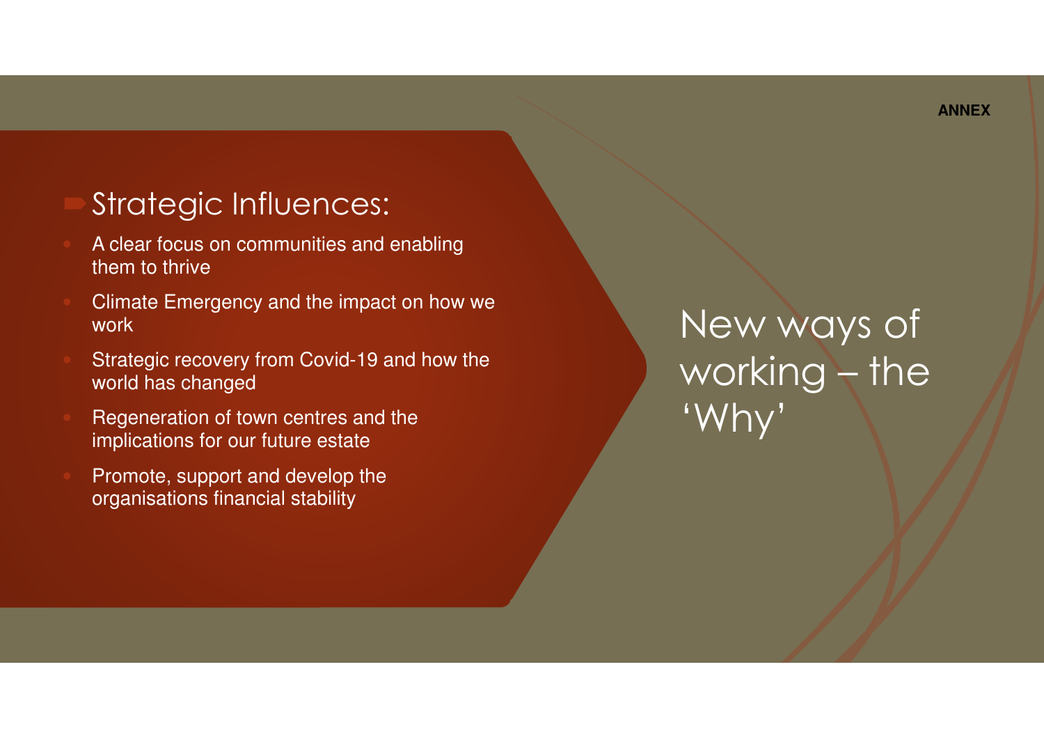ANNEX

# New ways of working – the 'Why'

## Strategic Influences:

- A clear focus on communities and enabling them to thrive
- Climate Emergency and the impact on how we work
- Strategic recovery from Covid-19 and how the world has changed
- Regeneration of town centres and the implications for our future estate
- Promote, support and develop the organisations financial stability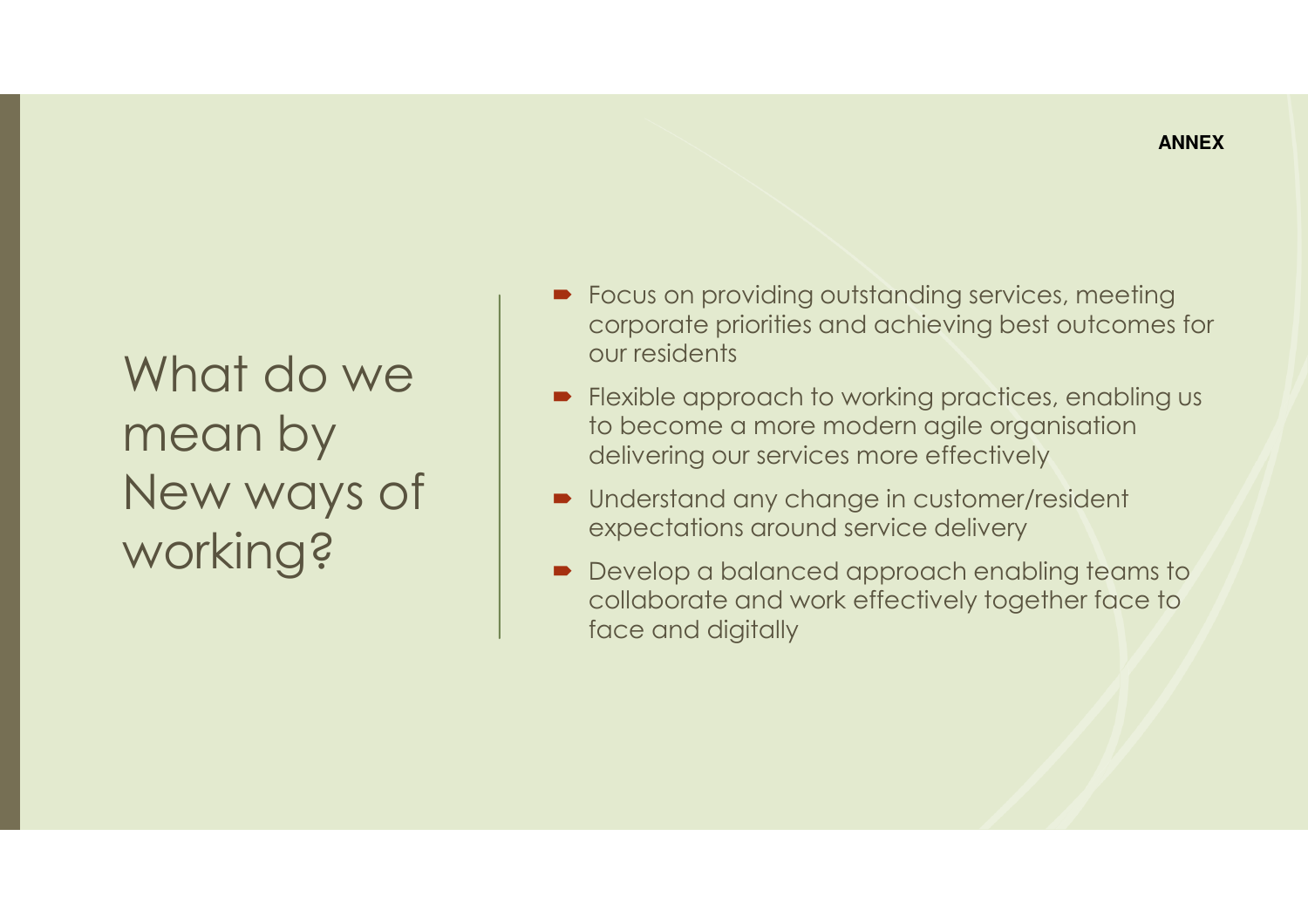ANNEX

# What do we mean by New ways of working?

- Focus on providing outstanding services, meeting corporate priorities and achieving best outcomes for our residents
- Flexible approach to working practices, enabling us to become a more modern agile organisation delivering our services more effectively
- Understand any change in customer/resident expectations around service delivery
- Develop a balanced approach enabling teams to collaborate and work effectively together face to face and digitally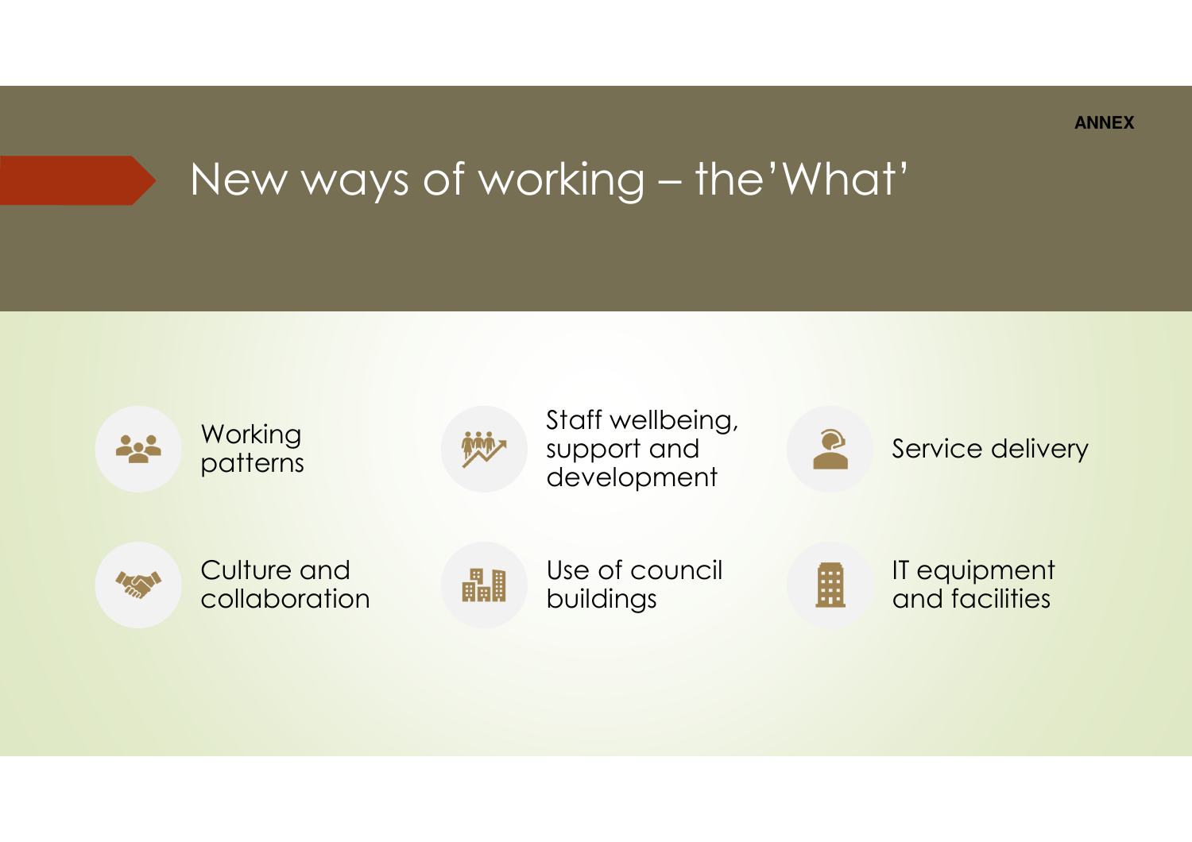ANNEX

# New ways of working – the'What'

- Working patterns
- Staff wellbeing, support and development
- Service delivery
- Culture and collaboration
- Use of council buildings
- IT equipment and facilities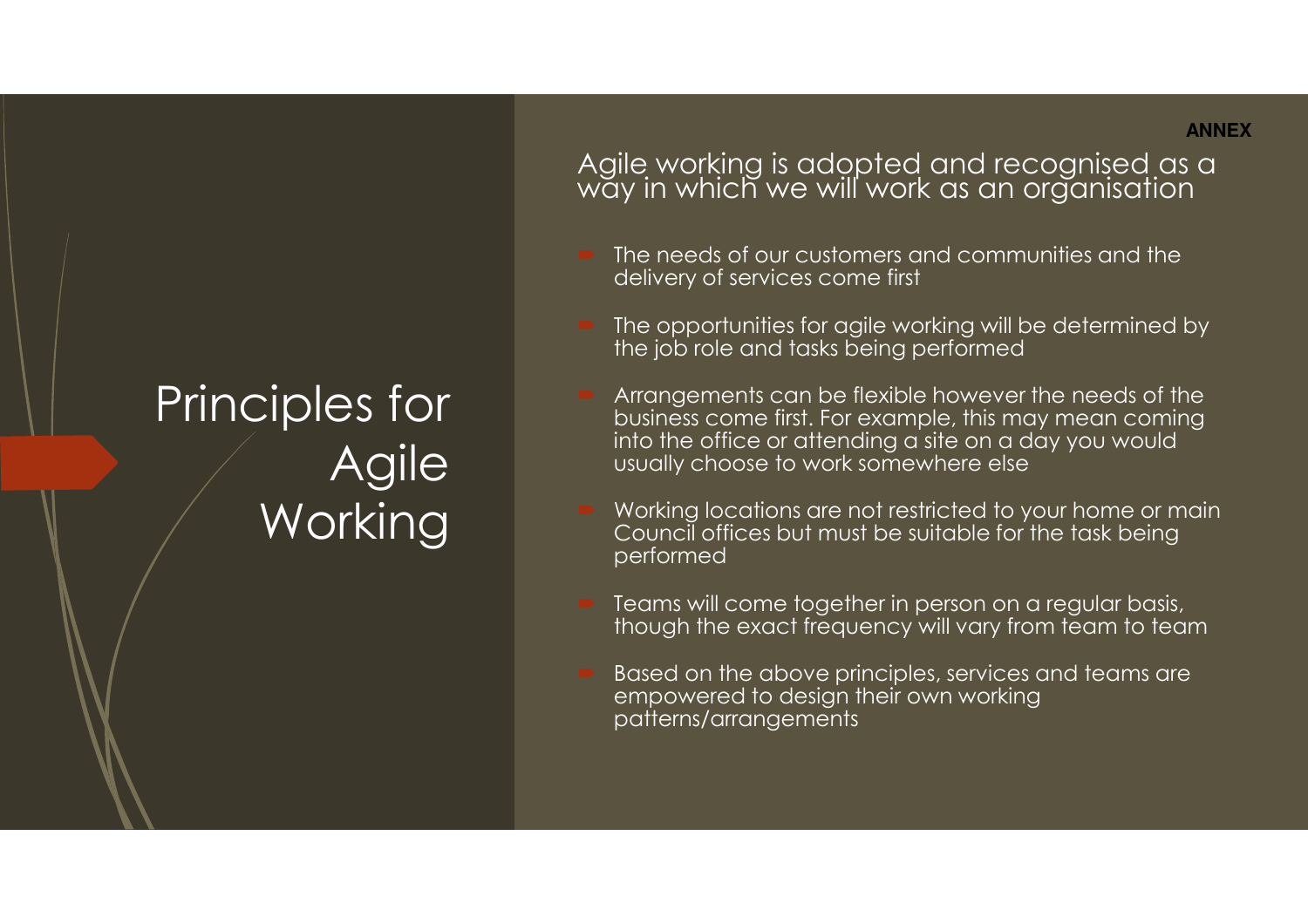ANNEX

# Principles for Agile Working

## Agile working is adopted and recognised as a way in which we will work as an organisation

- The needs of our customers and communities and the delivery of services come first
- The opportunities for agile working will be determined by the job role and tasks being performed
- Arrangements can be flexible however the needs of the business come first. For example, this may mean coming into the office or attending a site on a day you would usually choose to work somewhere else
- Working locations are not restricted to your home or main Council offices but must be suitable for the task being performed
- Teams will come together in person on a regular basis, though the exact frequency will vary from team to team
- Based on the above principles, services and teams are empowered to design their own working patterns/arrangements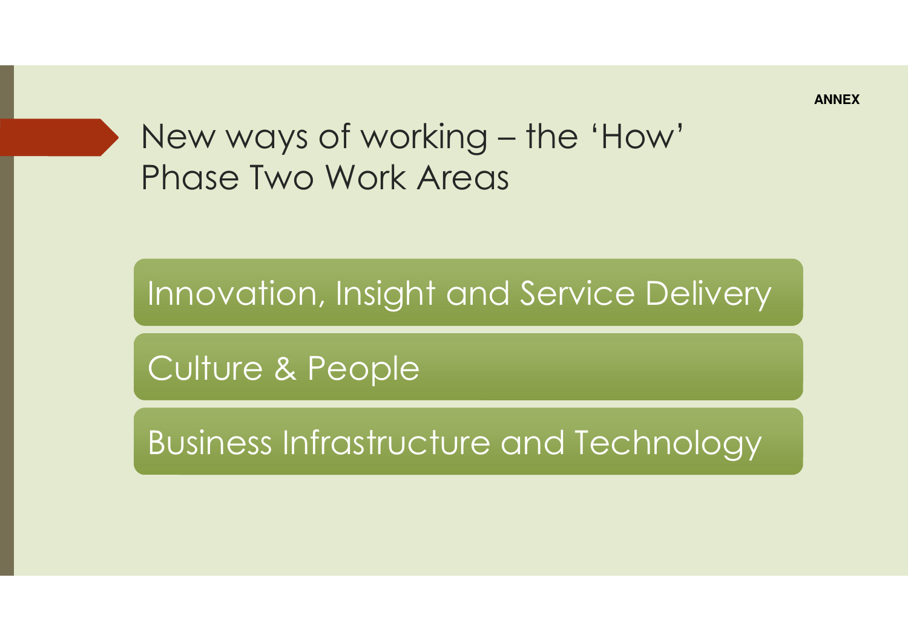**ANNEX**

# New ways of working – the 'How' Phase Two Work Areas

- Innovation, Insight and Service Delivery
- Culture & People
- Business Infrastructure and Technology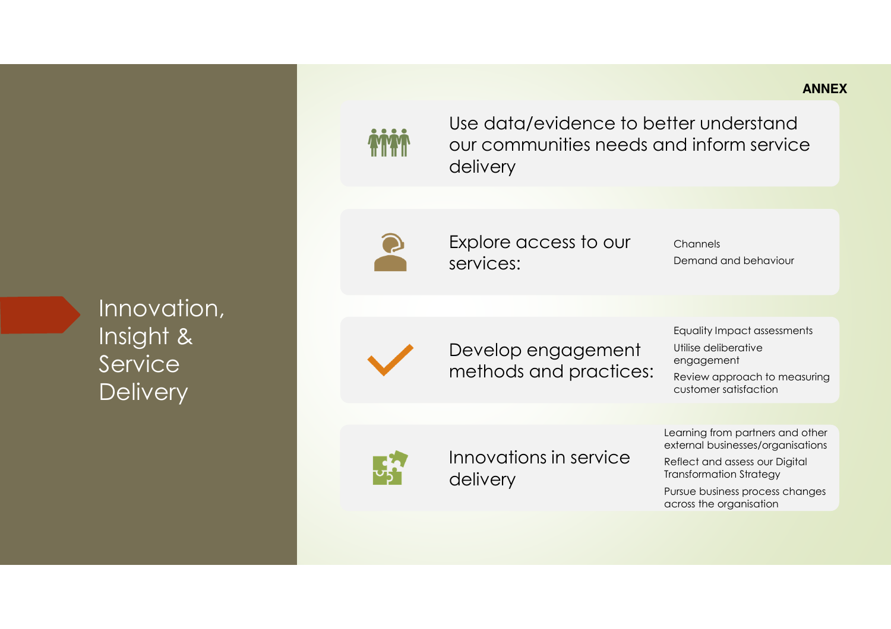**ANNEX**

# Innovation, Insight & Service Delivery

## Use data/evidence to better understand our communities needs and inform service delivery

## Explore access to our services:

- Channels
- Demand and behaviour

## Develop engagement methods and practices:

- Equality Impact assessments
- Utilise deliberative engagement
- Review approach to measuring customer satisfaction

## Innovations in service delivery

- Learning from partners and other external businesses/organisations
- Reflect and assess our Digital Transformation Strategy
- Pursue business process changes across the organisation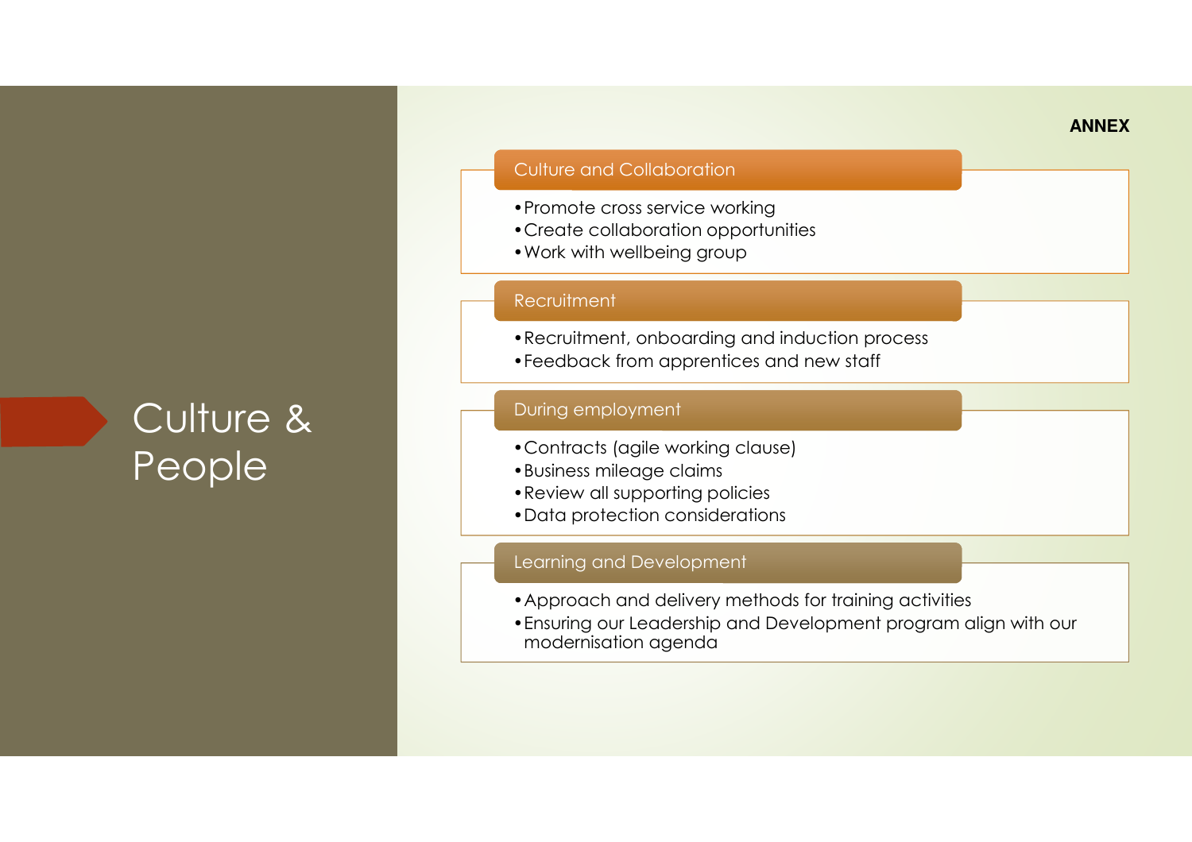**ANNEX**

# Culture & People

## Culture and Collaboration

- Promote cross service working
- Create collaboration opportunities
- Work with wellbeing group

## Recruitment

- Recruitment, onboarding and induction process
- Feedback from apprentices and new staff

## During employment

- Contracts (agile working clause)
- Business mileage claims
- Review all supporting policies
- Data protection considerations

## Learning and Development

- Approach and delivery methods for training activities
- Ensuring our Leadership and Development program align with our modernisation agenda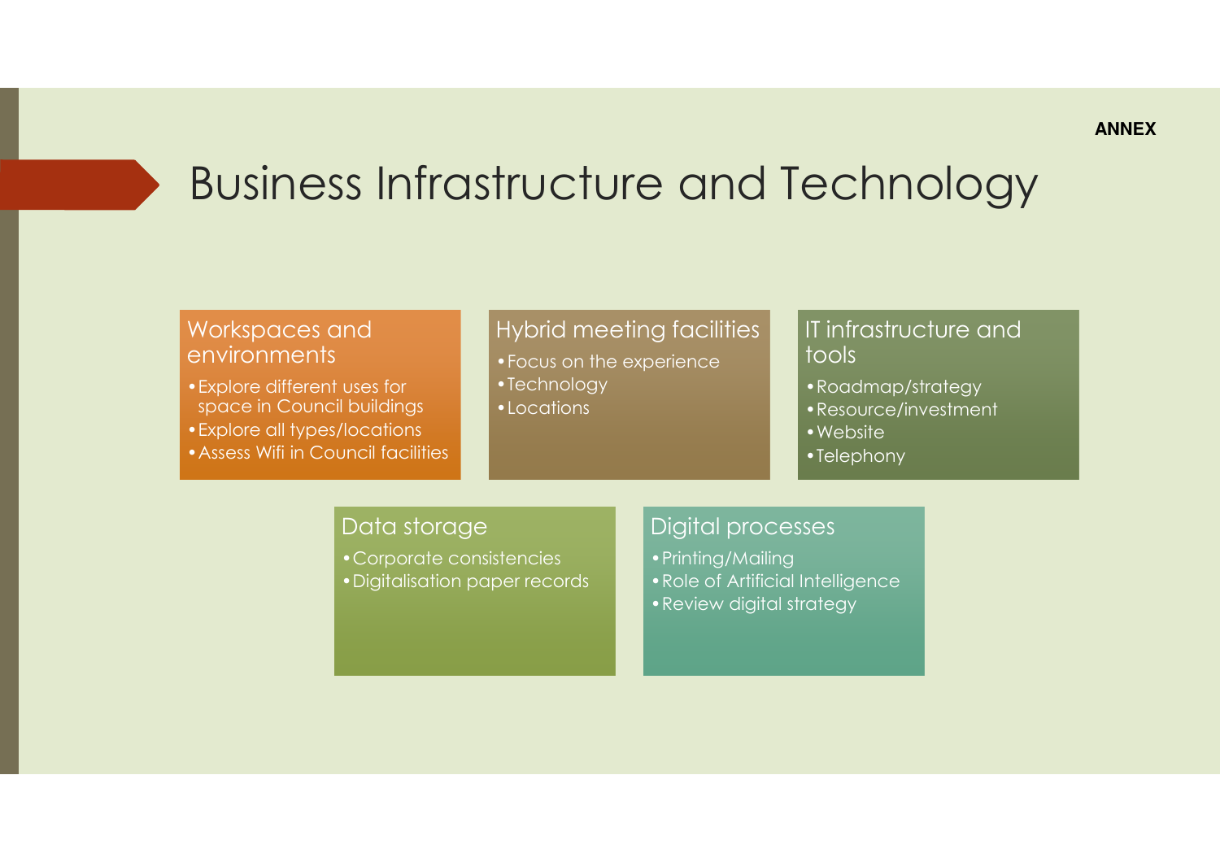ANNEX

# Business Infrastructure and Technology

### Workspaces and environments

- Explore different uses for space in Council buildings
- Explore all types/locations
- Assess Wifi in Council facilities

### Hybrid meeting facilities

- Focus on the experience
- Technology
- Locations

### IT infrastructure and tools

- Roadmap/strategy
- Resource/investment
- Website
- Telephony

### Data storage

- Corporate consistencies
- Digitalisation paper records

### Digital processes

- Printing/Mailing
- Role of Artificial Intelligence
- Review digital strategy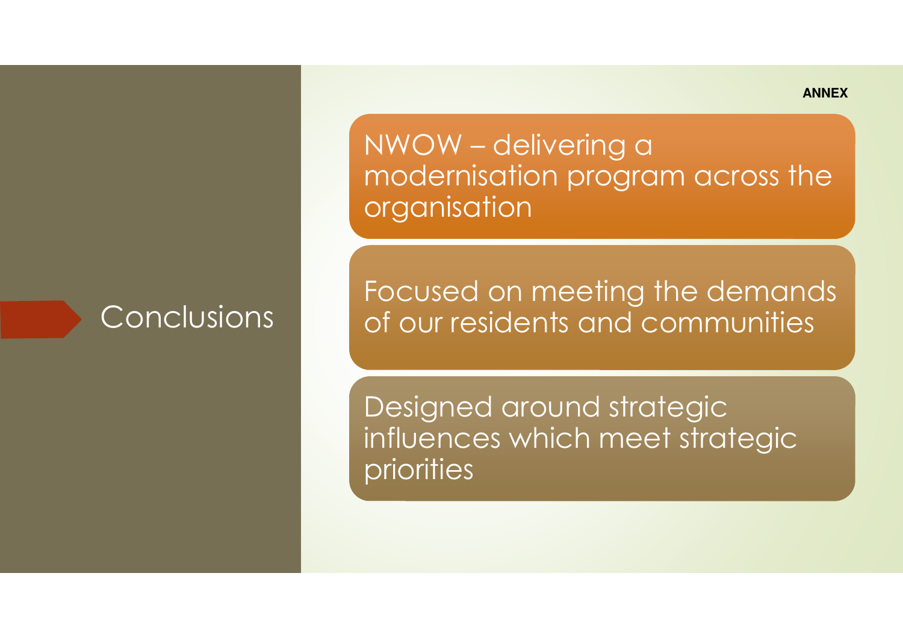ANNEX

# Conclusions

- NWOW – delivering a modernisation program across the organisation
- Focused on meeting the demands of our residents and communities
- Designed around strategic influences which meet strategic priorities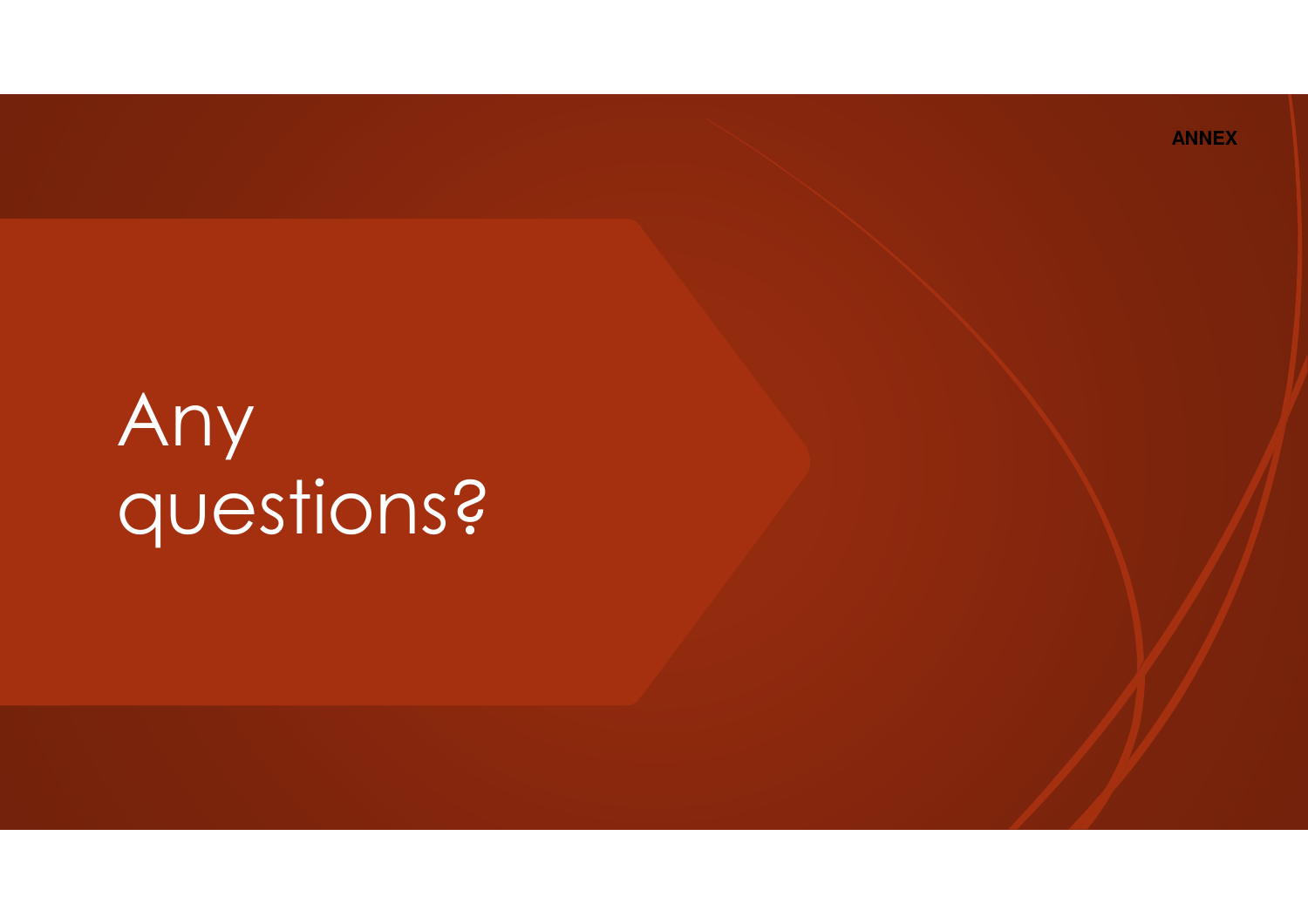ANNEX

# Any questions?